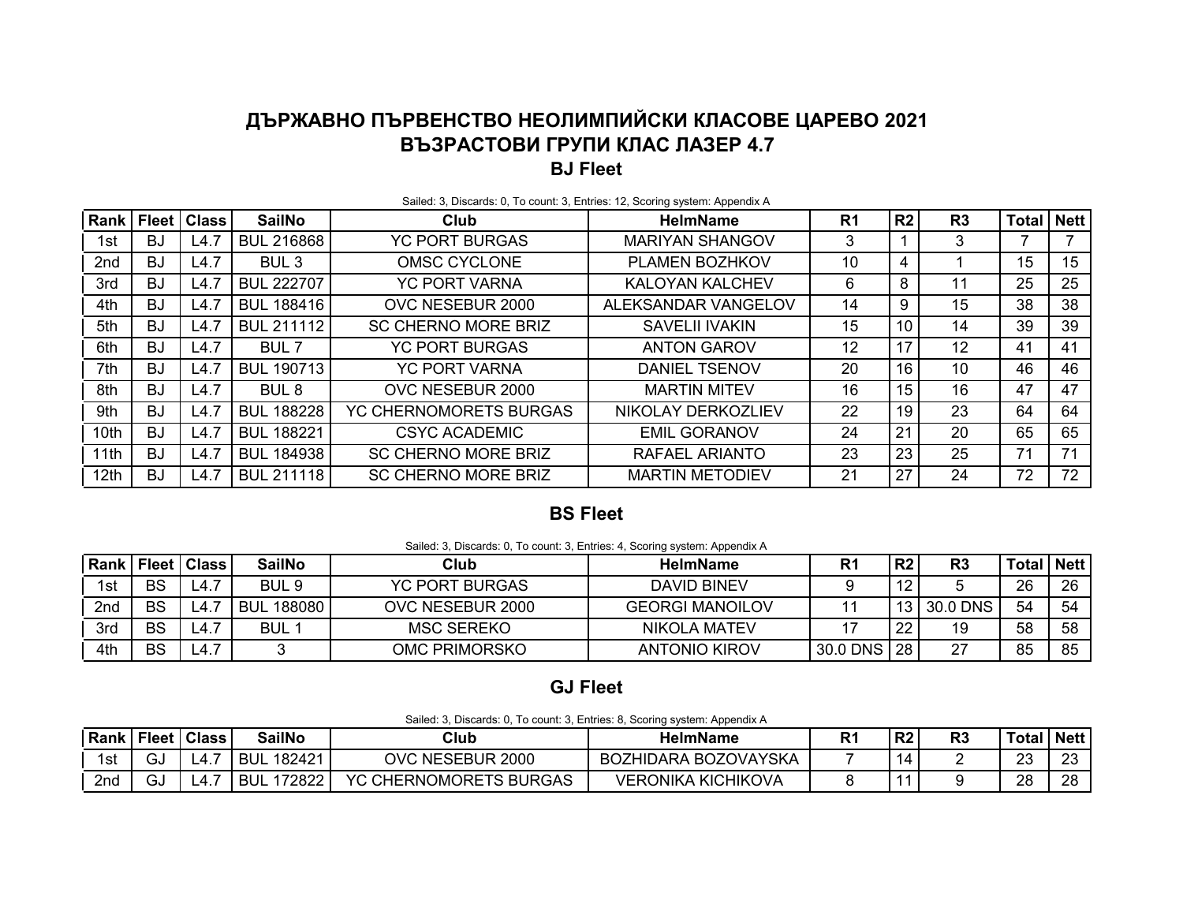# ДЪРЖАВНО ПЪРВЕНСТВО НЕОЛИМПИЙСКИ КЛАСОВЕ ЦАРЕВО 2021

# ВЪЗРАСТОВИ ГРУПИ КЛАС ЛАЗЕР 4.7

## BJ Fleet

Sailed: 3, Discards: 0, To count: 3, Entries: 12, Scoring system: Appendix A

| Rank | Fleet | Class | SailNo | Club | HelmName | R1 | R2 | R3 | Total | Nett |
|---|---|---|---|---|---|---|---|---|---|---|
| 1st | BJ | L4.7 | BUL 216868 | YC PORT BURGAS | MARIYAN SHANGOV | 3 | 1 | 3 | 7 | 7 |
| 2nd | BJ | L4.7 | BUL 3 | OMSC CYCLONE | PLAMEN BOZHKOV | 10 | 4 | 1 | 15 | 15 |
| 3rd | BJ | L4.7 | BUL 222707 | YC PORT VARNA | KALOYAN KALCHEV | 6 | 8 | 11 | 25 | 25 |
| 4th | BJ | L4.7 | BUL 188416 | OVC NESEBUR 2000 | ALEKSANDAR VANGELOV | 14 | 9 | 15 | 38 | 38 |
| 5th | BJ | L4.7 | BUL 211112 | SC CHERNO MORE BRIZ | SAVELII IVAKIN | 15 | 10 | 14 | 39 | 39 |
| 6th | BJ | L4.7 | BUL 7 | YC PORT BURGAS | ANTON GAROV | 12 | 17 | 12 | 41 | 41 |
| 7th | BJ | L4.7 | BUL 190713 | YC PORT VARNA | DANIEL TSENOV | 20 | 16 | 10 | 46 | 46 |
| 8th | BJ | L4.7 | BUL 8 | OVC NESEBUR 2000 | MARTIN MITEV | 16 | 15 | 16 | 47 | 47 |
| 9th | BJ | L4.7 | BUL 188228 | YC CHERNOMORETS BURGAS | NIKOLAY DERKOZLIEV | 22 | 19 | 23 | 64 | 64 |
| 10th | BJ | L4.7 | BUL 188221 | CSYC ACADEMIC | EMIL GORANOV | 24 | 21 | 20 | 65 | 65 |
| 11th | BJ | L4.7 | BUL 184938 | SC CHERNO MORE BRIZ | RAFAEL ARIANTO | 23 | 23 | 25 | 71 | 71 |
| 12th | BJ | L4.7 | BUL 211118 | SC CHERNO MORE BRIZ | MARTIN METODIEV | 21 | 27 | 24 | 72 | 72 |

## BS Fleet

Sailed: 3, Discards: 0, To count: 3, Entries: 4, Scoring system: Appendix A

| Rank | Fleet | Class | SailNo | Club | HelmName | R1 | R2 | R3 | Total | Nett |
|---|---|---|---|---|---|---|---|---|---|---|
| 1st | BS | L4.7 | BUL 9 | YC PORT BURGAS | DAVID BINEV | 9 | 12 | 5 | 26 | 26 |
| 2nd | BS | L4.7 | BUL 188080 | OVC NESEBUR 2000 | GEORGI MANOILOV | 11 | 13 | 30.0 DNS | 54 | 54 |
| 3rd | BS | L4.7 | BUL 1 | MSC SEREKO | NIKOLA MATEV | 17 | 22 | 19 | 58 | 58 |
| 4th | BS | L4.7 | 3 | OMC PRIMORSKO | ANTONIO KIROV | 30.0 DNS | 28 | 27 | 85 | 85 |

## GJ Fleet

Sailed: 3, Discards: 0, To count: 3, Entries: 8, Scoring system: Appendix A

| Rank | Fleet | Class | SailNo | Club | HelmName | R1 | R2 | R3 | Total | Nett |
|---|---|---|---|---|---|---|---|---|---|---|
| 1st | GJ | L4.7 | BUL 182421 | OVC NESEBUR 2000 | BOZHIDARA BOZOVAYSKA | 7 | 14 | 2 | 23 | 23 |
| 2nd | GJ | L4.7 | BUL 172822 | YC CHERNOMORETS BURGAS | VERONIKA KICHIKOVA | 8 | 11 | 9 | 28 | 28 |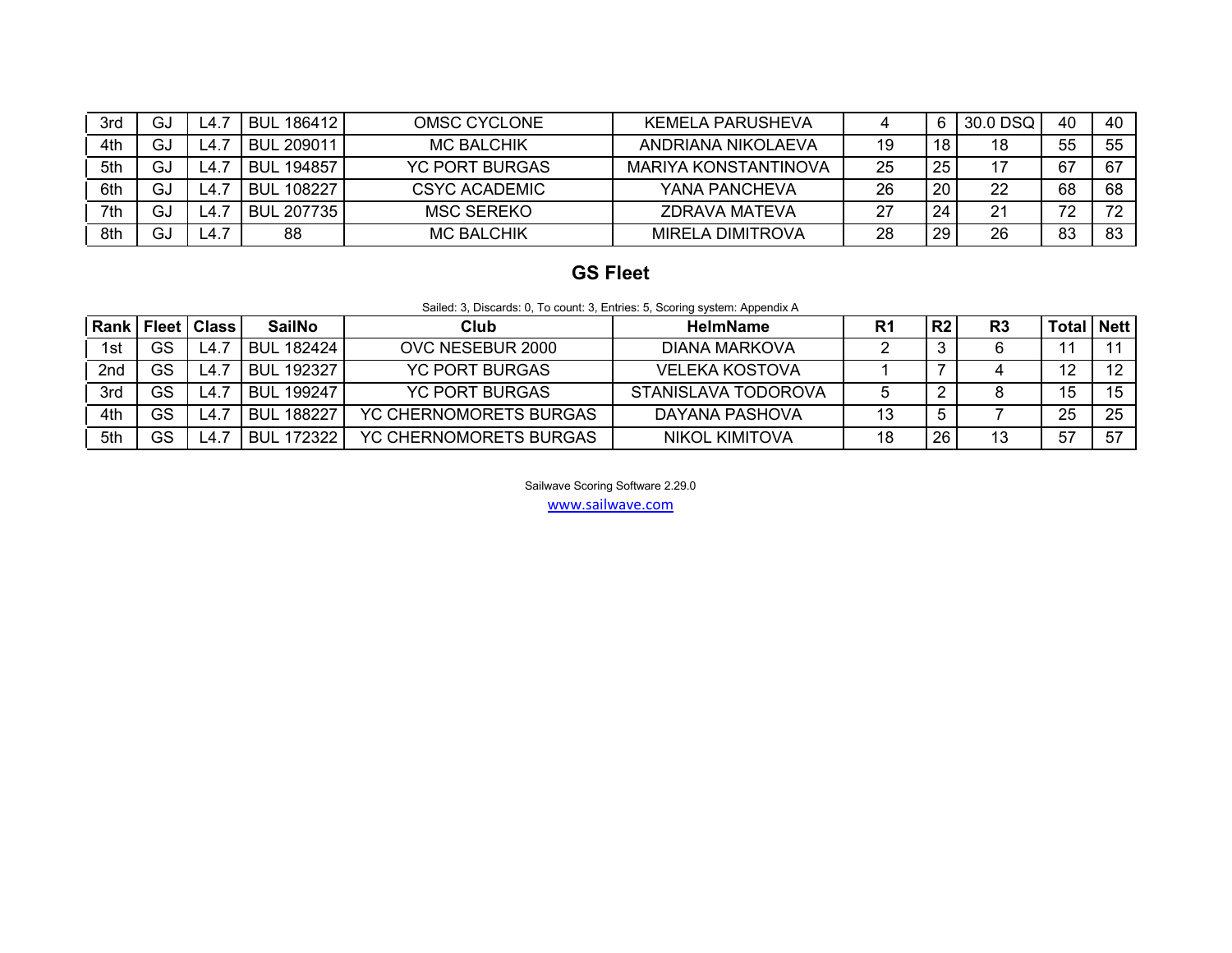| | | | | | | | | | | |
|---|---|---|---|---|---|---|---|---|---|---|
| 3rd | GJ | L4.7 | BUL 186412 | OMSC CYCLONE | KEMELA PARUSHEVA | 4 | 6 | 30.0 DSQ | 40 | 40 |
| 4th | GJ | L4.7 | BUL 209011 | MC BALCHIK | ANDRIANA NIKOLAEVA | 19 | 18 | 18 | 55 | 55 |
| 5th | GJ | L4.7 | BUL 194857 | YC PORT BURGAS | MARIYA KONSTANTINOVA | 25 | 25 | 17 | 67 | 67 |
| 6th | GJ | L4.7 | BUL 108227 | CSYC ACADEMIC | YANA PANCHEVA | 26 | 20 | 22 | 68 | 68 |
| 7th | GJ | L4.7 | BUL 207735 | MSC SEREKO | ZDRAVA MATEVA | 27 | 24 | 21 | 72 | 72 |
| 8th | GJ | L4.7 | 88 | MC BALCHIK | MIRELA DIMITROVA | 28 | 29 | 26 | 83 | 83 |

## GS Fleet

Sailed: 3, Discards: 0, To count: 3, Entries: 5, Scoring system: Appendix A

| Rank | Fleet | Class | SailNo | Club | HelmName | R1 | R2 | R3 | Total | Nett |
|---|---|---|---|---|---|---|---|---|---|---|
| 1st | GS | L4.7 | BUL 182424 | OVC NESEBUR 2000 | DIANA MARKOVA | 2 | 3 | 6 | 11 | 11 |
| 2nd | GS | L4.7 | BUL 192327 | YC PORT BURGAS | VELEKA KOSTOVA | 1 | 7 | 4 | 12 | 12 |
| 3rd | GS | L4.7 | BUL 199247 | YC PORT BURGAS | STANISLAVA TODOROVA | 5 | 2 | 8 | 15 | 15 |
| 4th | GS | L4.7 | BUL 188227 | YC CHERNOMORETS BURGAS | DAYANA PASHOVA | 13 | 5 | 7 | 25 | 25 |
| 5th | GS | L4.7 | BUL 172322 | YC CHERNOMORETS BURGAS | NIKOL KIMITOVA | 18 | 26 | 13 | 57 | 57 |

Sailwave Scoring Software 2.29.0
www.sailwave.com